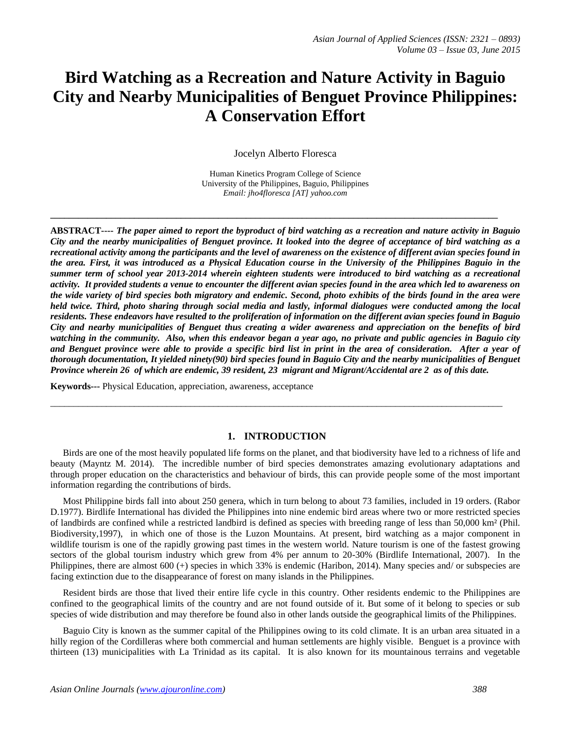# Bird Watching as a Recreation and Nature Activity in Baguio City and Nearby Municipalities of Benguet Province Philippines: A Conservation Effort

Jocelyn Alberto Floresca

Human Kinetics Program College of Science
University of the Philippines, Baguio, Philippines
*Email: jho4floresca [AT] yahoo.com*

---

**ABSTRACT----** ***The paper aimed to report the byproduct of bird watching as a recreation and nature activity in Baguio City and the nearby municipalities of Benguet province. It looked into the degree of acceptance of bird watching as a recreational activity among the participants and the level of awareness on the existence of different avian species found in the area. First, it was introduced as a Physical Education course in the University of the Philippines Baguio in the summer term of school year 2013-2014 wherein eighteen students were introduced to bird watching as a recreational activity. It provided students a venue to encounter the different avian species found in the area which led to awareness on the wide variety of bird species both migratory and endemic. Second, photo exhibits of the birds found in the area were held twice. Third, photo sharing through social media and lastly, informal dialogues were conducted among the local residents. These endeavors have resulted to the proliferation of information on the different avian species found in Baguio City and nearby municipalities of Benguet thus creating a wider awareness and appreciation on the benefits of bird watching in the community. Also, when this endeavor began a year ago, no private and public agencies in Baguio city and Benguet province were able to provide a specific bird list in print in the area of consideration. After a year of thorough documentation, It yielded ninety(90) bird species found in Baguio City and the nearby municipalities of Benguet Province wherein 26 of which are endemic, 39 resident, 23 migrant and Migrant/Accidental are 2 as of this date.***

**Keywords---** Physical Education, appreciation, awareness, acceptance

---

## 1. INTRODUCTION

Birds are one of the most heavily populated life forms on the planet, and that biodiversity have led to a richness of life and beauty (Mayntz M. 2014). The incredible number of bird species demonstrates amazing evolutionary adaptations and through proper education on the characteristics and behaviour of birds, this can provide people some of the most important information regarding the contributions of birds.

Most Philippine birds fall into about 250 genera, which in turn belong to about 73 families, included in 19 orders. (Rabor D.1977). Birdlife International has divided the Philippines into nine endemic bird areas where two or more restricted species of landbirds are confined while a restricted landbird is defined as species with breeding range of less than 50,000 km² (Phil. Biodiversity,1997), in which one of those is the Luzon Mountains. At present, bird watching as a major component in wildlife tourism is one of the rapidly growing past times in the western world. Nature tourism is one of the fastest growing sectors of the global tourism industry which grew from 4% per annum to 20-30% (Birdlife International, 2007). In the Philippines, there are almost 600 (+) species in which 33% is endemic (Haribon, 2014). Many species and/ or subspecies are facing extinction due to the disappearance of forest on many islands in the Philippines.

Resident birds are those that lived their entire life cycle in this country. Other residents endemic to the Philippines are confined to the geographical limits of the country and are not found outside of it. But some of it belong to species or sub species of wide distribution and may therefore be found also in other lands outside the geographical limits of the Philippines.

Baguio City is known as the summer capital of the Philippines owing to its cold climate. It is an urban area situated in a hilly region of the Cordilleras where both commercial and human settlements are highly visible. Benguet is a province with thirteen (13) municipalities with La Trinidad as its capital. It is also known for its mountainous terrains and vegetable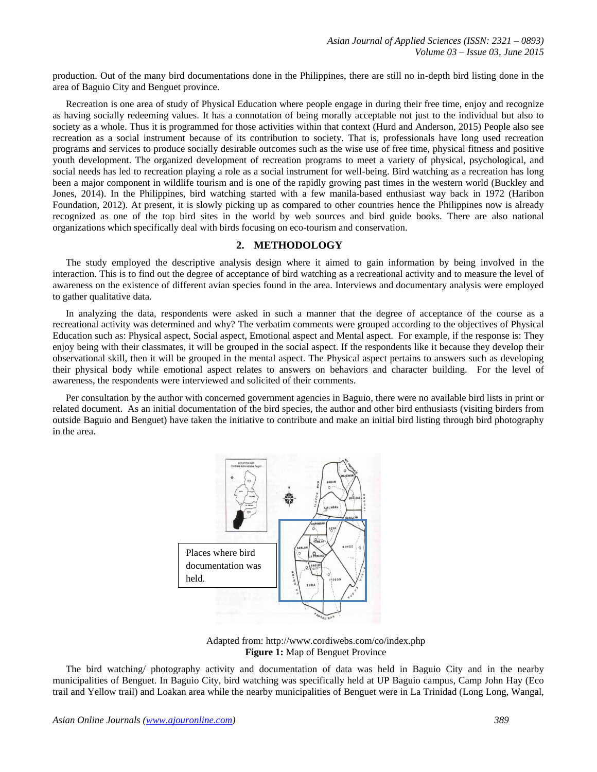production. Out of the many bird documentations done in the Philippines, there are still no in-depth bird listing done in the area of Baguio City and Benguet province.

Recreation is one area of study of Physical Education where people engage in during their free time, enjoy and recognize as having socially redeeming values. It has a connotation of being morally acceptable not just to the individual but also to society as a whole. Thus it is programmed for those activities within that context (Hurd and Anderson, 2015) People also see recreation as a social instrument because of its contribution to society. That is, professionals have long used recreation programs and services to produce socially desirable outcomes such as the wise use of free time, physical fitness and positive youth development. The organized development of recreation programs to meet a variety of physical, psychological, and social needs has led to recreation playing a role as a social instrument for well-being. Bird watching as a recreation has long been a major component in wildlife tourism and is one of the rapidly growing past times in the western world (Buckley and Jones, 2014). In the Philippines, bird watching started with a few manila-based enthusiast way back in 1972 (Haribon Foundation, 2012). At present, it is slowly picking up as compared to other countries hence the Philippines now is already recognized as one of the top bird sites in the world by web sources and bird guide books. There are also national organizations which specifically deal with birds focusing on eco-tourism and conservation.

## 2. METHODOLOGY

The study employed the descriptive analysis design where it aimed to gain information by being involved in the interaction. This is to find out the degree of acceptance of bird watching as a recreational activity and to measure the level of awareness on the existence of different avian species found in the area. Interviews and documentary analysis were employed to gather qualitative data.

In analyzing the data, respondents were asked in such a manner that the degree of acceptance of the course as a recreational activity was determined and why? The verbatim comments were grouped according to the objectives of Physical Education such as: Physical aspect, Social aspect, Emotional aspect and Mental aspect. For example, if the response is: They enjoy being with their classmates, it will be grouped in the social aspect. If the respondents like it because they develop their observational skill, then it will be grouped in the mental aspect. The Physical aspect pertains to answers such as developing their physical body while emotional aspect relates to answers on behaviors and character building. For the level of awareness, the respondents were interviewed and solicited of their comments.

Per consultation by the author with concerned government agencies in Baguio, there were no available bird lists in print or related document. As an initial documentation of the bird species, the author and other bird enthusiasts (visiting birders from outside Baguio and Benguet) have taken the initiative to contribute and make an initial bird listing through bird photography in the area.

Places where bird documentation was held.

Adapted from: http://www.cordiwebs.com/co/index.php

**Figure 1:** Map of Benguet Province

The bird watching/ photography activity and documentation of data was held in Baguio City and in the nearby municipalities of Benguet. In Baguio City, bird watching was specifically held at UP Baguio campus, Camp John Hay (Eco trail and Yellow trail) and Loakan area while the nearby municipalities of Benguet were in La Trinidad (Long Long, Wangal,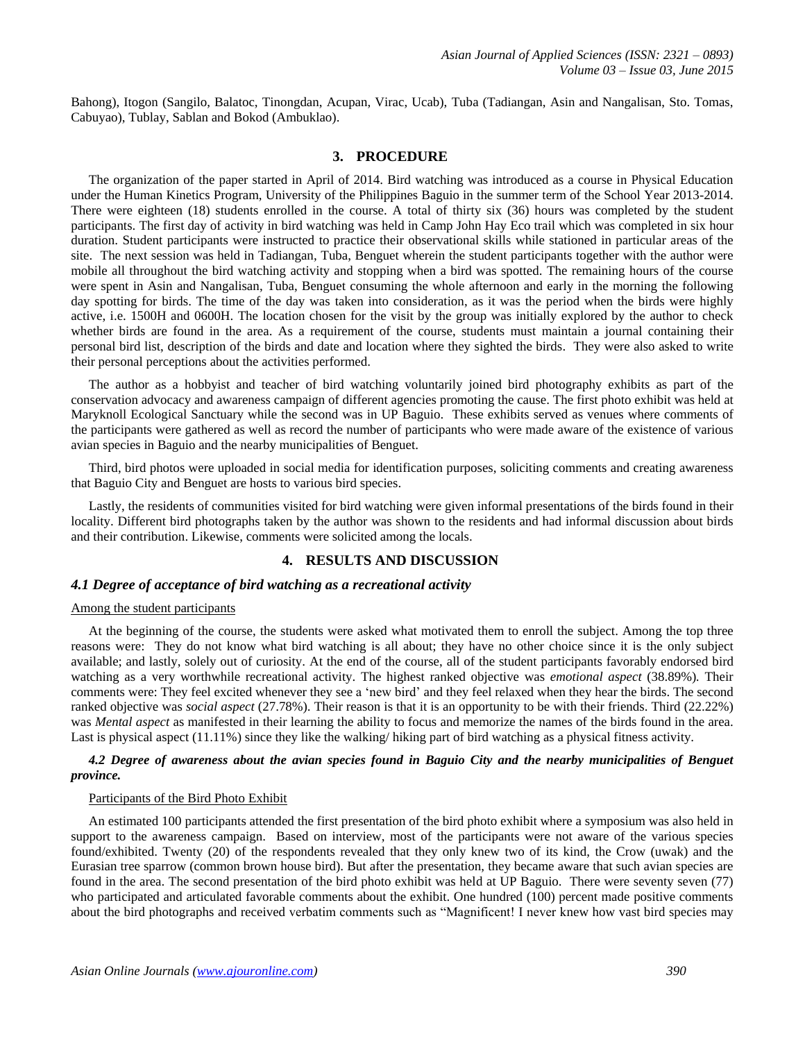Bahong), Itogon (Sangilo, Balatoc, Tinongdan, Acupan, Virac, Ucab), Tuba (Tadiangan, Asin and Nangalisan, Sto. Tomas, Cabuyao), Tublay, Sablan and Bokod (Ambuklao).

## 3. PROCEDURE

The organization of the paper started in April of 2014. Bird watching was introduced as a course in Physical Education under the Human Kinetics Program, University of the Philippines Baguio in the summer term of the School Year 2013-2014. There were eighteen (18) students enrolled in the course. A total of thirty six (36) hours was completed by the student participants. The first day of activity in bird watching was held in Camp John Hay Eco trail which was completed in six hour duration. Student participants were instructed to practice their observational skills while stationed in particular areas of the site. The next session was held in Tadiangan, Tuba, Benguet wherein the student participants together with the author were mobile all throughout the bird watching activity and stopping when a bird was spotted. The remaining hours of the course were spent in Asin and Nangalisan, Tuba, Benguet consuming the whole afternoon and early in the morning the following day spotting for birds. The time of the day was taken into consideration, as it was the period when the birds were highly active, i.e. 1500H and 0600H. The location chosen for the visit by the group was initially explored by the author to check whether birds are found in the area. As a requirement of the course, students must maintain a journal containing their personal bird list, description of the birds and date and location where they sighted the birds. They were also asked to write their personal perceptions about the activities performed.

The author as a hobbyist and teacher of bird watching voluntarily joined bird photography exhibits as part of the conservation advocacy and awareness campaign of different agencies promoting the cause. The first photo exhibit was held at Maryknoll Ecological Sanctuary while the second was in UP Baguio. These exhibits served as venues where comments of the participants were gathered as well as record the number of participants who were made aware of the existence of various avian species in Baguio and the nearby municipalities of Benguet.

Third, bird photos were uploaded in social media for identification purposes, soliciting comments and creating awareness that Baguio City and Benguet are hosts to various bird species.

Lastly, the residents of communities visited for bird watching were given informal presentations of the birds found in their locality. Different bird photographs taken by the author was shown to the residents and had informal discussion about birds and their contribution. Likewise, comments were solicited among the locals.

## 4. RESULTS AND DISCUSSION

### *4.1 Degree of acceptance of bird watching as a recreational activity*

Among the student participants

At the beginning of the course, the students were asked what motivated them to enroll the subject. Among the top three reasons were: They do not know what bird watching is all about; they have no other choice since it is the only subject available; and lastly, solely out of curiosity. At the end of the course, all of the student participants favorably endorsed bird watching as a very worthwhile recreational activity. The highest ranked objective was *emotional aspect* (38.89%)*.* Their comments were: They feel excited whenever they see a 'new bird' and they feel relaxed when they hear the birds. The second ranked objective was *social aspect* (27.78%). Their reason is that it is an opportunity to be with their friends. Third (22.22%) was *Mental aspect* as manifested in their learning the ability to focus and memorize the names of the birds found in the area. Last is physical aspect (11.11%) since they like the walking/ hiking part of bird watching as a physical fitness activity.

### *4.2 Degree of awareness about the avian species found in Baguio City and the nearby municipalities of Benguet province.*

Participants of the Bird Photo Exhibit

An estimated 100 participants attended the first presentation of the bird photo exhibit where a symposium was also held in support to the awareness campaign. Based on interview, most of the participants were not aware of the various species found/exhibited. Twenty (20) of the respondents revealed that they only knew two of its kind, the Crow (uwak) and the Eurasian tree sparrow (common brown house bird). But after the presentation, they became aware that such avian species are found in the area. The second presentation of the bird photo exhibit was held at UP Baguio. There were seventy seven (77) who participated and articulated favorable comments about the exhibit. One hundred (100) percent made positive comments about the bird photographs and received verbatim comments such as "Magnificent! I never knew how vast bird species may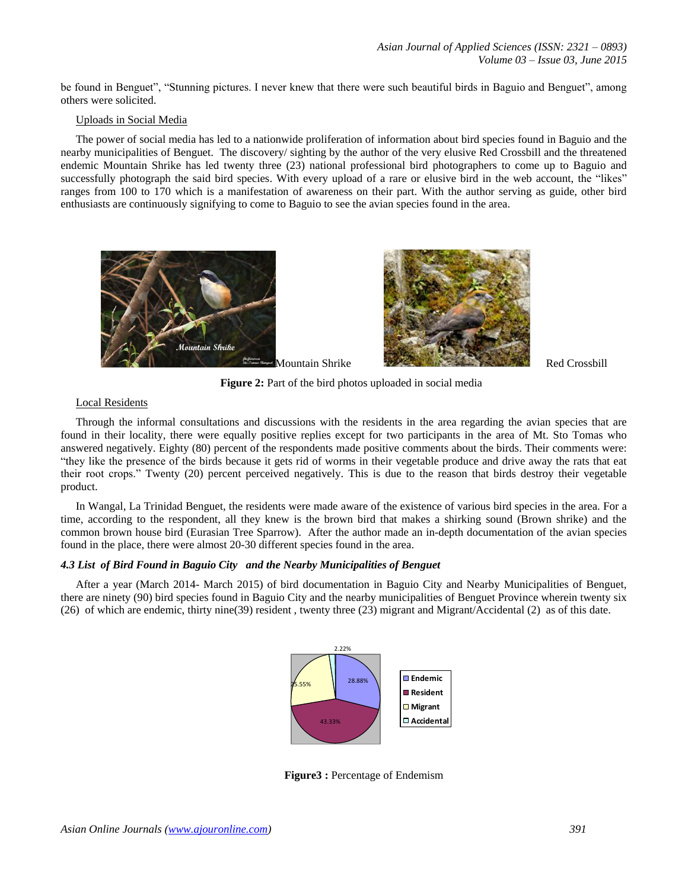be found in Benguet", "Stunning pictures. I never knew that there were such beautiful birds in Baguio and Benguet", among others were solicited.

Uploads in Social Media

The power of social media has led to a nationwide proliferation of information about bird species found in Baguio and the nearby municipalities of Benguet. The discovery/ sighting by the author of the very elusive Red Crossbill and the threatened endemic Mountain Shrike has led twenty three (23) national professional bird photographers to come up to Baguio and successfully photograph the said bird species. With every upload of a rare or elusive bird in the web account, the "likes" ranges from 100 to 170 which is a manifestation of awareness on their part. With the author serving as guide, other bird enthusiasts are continuously signifying to come to Baguio to see the avian species found in the area.

Mountain Shrike Red Crossbill

**Figure 2:** Part of the bird photos uploaded in social media

Local Residents

Through the informal consultations and discussions with the residents in the area regarding the avian species that are found in their locality, there were equally positive replies except for two participants in the area of Mt. Sto Tomas who answered negatively. Eighty (80) percent of the respondents made positive comments about the birds. Their comments were: "they like the presence of the birds because it gets rid of worms in their vegetable produce and drive away the rats that eat their root crops." Twenty (20) percent perceived negatively. This is due to the reason that birds destroy their vegetable product.

In Wangal, La Trinidad Benguet, the residents were made aware of the existence of various bird species in the area. For a time, according to the respondent, all they knew is the brown bird that makes a shirking sound (Brown shrike) and the common brown house bird (Eurasian Tree Sparrow). After the author made an in-depth documentation of the avian species found in the place, there were almost 20-30 different species found in the area.

### *4.3 List of Bird Found in Baguio City and the Nearby Municipalities of Benguet*

After a year (March 2014- March 2015) of bird documentation in Baguio City and Nearby Municipalities of Benguet, there are ninety (90) bird species found in Baguio City and the nearby municipalities of Benguet Province wherein twenty six (26) of which are endemic, thirty nine(39) resident , twenty three (23) migrant and Migrant/Accidental (2) as of this date.

**Figure3 :** Percentage of Endemism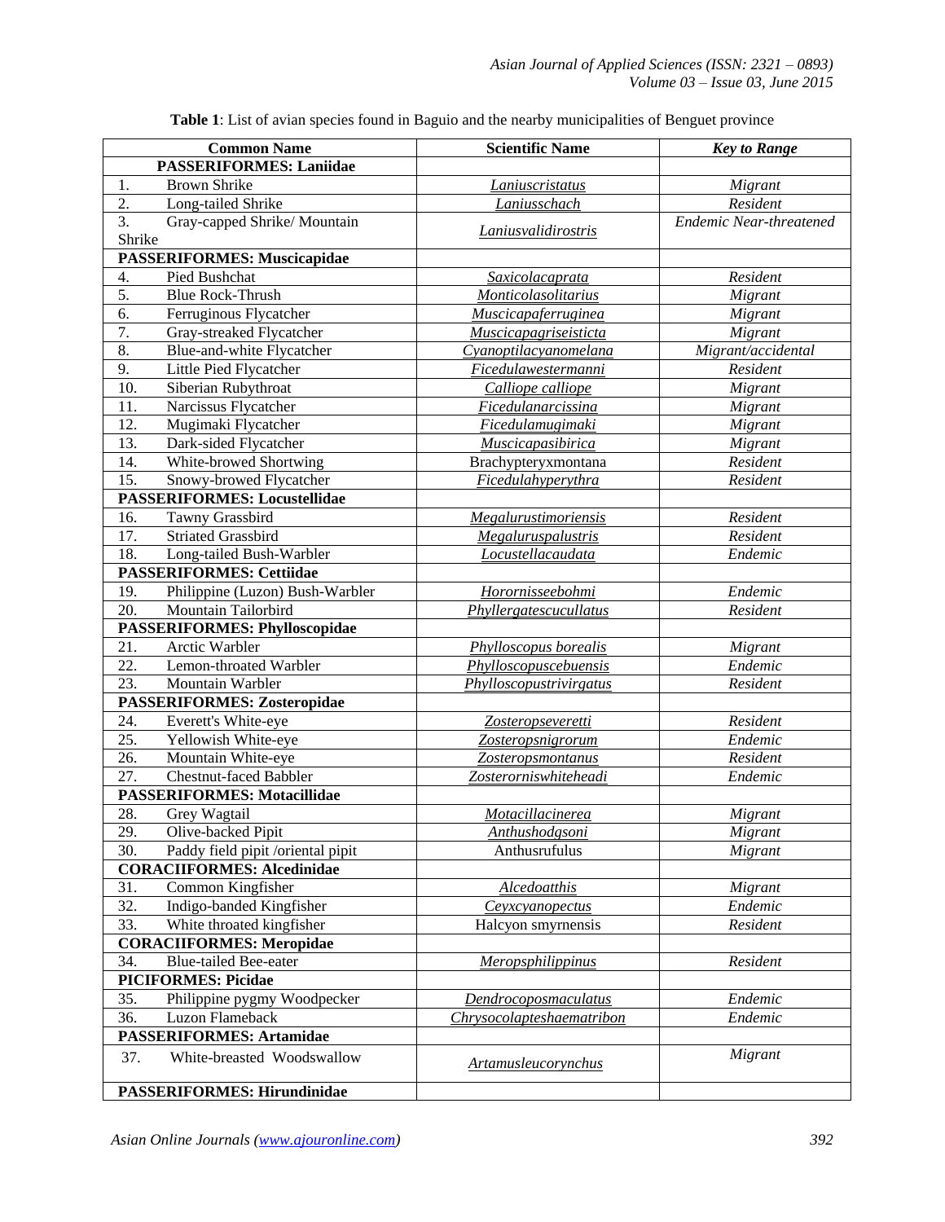**Table 1**: List of avian species found in Baguio and the nearby municipalities of Benguet province

| Common Name | Scientific Name | *Key to Range* |
|---|---|---|
| **PASSERIFORMES: Laniidae** | | |
| 1. Brown Shrike | *Laniuscristatus* | *Migrant* |
| 2. Long-tailed Shrike | *Laniusschach* | *Resident* |
| 3. Gray-capped Shrike/ Mountain Shrike | *Laniusvalidirostris* | *Endemic Near-threatened* |
| **PASSERIFORMES: Muscicapidae** | | |
| 4. Pied Bushchat | *Saxicolacaprata* | *Resident* |
| 5. Blue Rock-Thrush | *Monticolasolitarius* | *Migrant* |
| 6. Ferruginous Flycatcher | *Muscicapaferruginea* | *Migrant* |
| 7. Gray-streaked Flycatcher | *Muscicapagriseisticta* | *Migrant* |
| 8. Blue-and-white Flycatcher | *Cyanoptilacyanomelana* | *Migrant/accidental* |
| 9. Little Pied Flycatcher | *Ficedulawestermanni* | *Resident* |
| 10. Siberian Rubythroat | *Calliope calliope* | *Migrant* |
| 11. Narcissus Flycatcher | *Ficedulanarcissina* | *Migrant* |
| 12. Mugimaki Flycatcher | *Ficedulamugimaki* | *Migrant* |
| 13. Dark-sided Flycatcher | *Muscicapasibirica* | *Migrant* |
| 14. White-browed Shortwing | Brachypteryxmontana | *Resident* |
| 15. Snowy-browed Flycatcher | *Ficedulahyperythra* | *Resident* |
| **PASSERIFORMES: Locustellidae** | | |
| 16. Tawny Grassbird | *Megalurustimoriensis* | *Resident* |
| 17. Striated Grassbird | *Megaluruspalustris* | *Resident* |
| 18. Long-tailed Bush-Warbler | *Locustellacaudata* | *Endemic* |
| **PASSERIFORMES: Cettiidae** | | |
| 19. Philippine (Luzon) Bush-Warbler | *Horornisseebohmi* | *Endemic* |
| 20. Mountain Tailorbird | *Phyllergatescucullatus* | *Resident* |
| **PASSERIFORMES: Phylloscopidae** | | |
| 21. Arctic Warbler | *Phylloscopus borealis* | *Migrant* |
| 22. Lemon-throated Warbler | *Phylloscopuscebuensis* | *Endemic* |
| 23. Mountain Warbler | *Phylloscopustrivirgatus* | *Resident* |
| **PASSERIFORMES: Zosteropidae** | | |
| 24. Everett's White-eye | *Zosteropseveretti* | *Resident* |
| 25. Yellowish White-eye | *Zosteropsnigrorum* | *Endemic* |
| 26. Mountain White-eye | *Zosteropsmontanus* | *Resident* |
| 27. Chestnut-faced Babbler | *Zosterorniswhiteheadi* | *Endemic* |
| **PASSERIFORMES: Motacillidae** | | |
| 28. Grey Wagtail | *Motacillacinerea* | *Migrant* |
| 29. Olive-backed Pipit | *Anthushodgsoni* | *Migrant* |
| 30. Paddy field pipit /oriental pipit | Anthusrufulus | *Migrant* |
| **CORACIIFORMES: Alcedinidae** | | |
| 31. Common Kingfisher | *Alcedoatthis* | *Migrant* |
| 32. Indigo-banded Kingfisher | *Ceyxcyanopectus* | *Endemic* |
| 33. White throated kingfisher | Halcyon smyrnensis | *Resident* |
| **CORACIIFORMES: Meropidae** | | |
| 34. Blue-tailed Bee-eater | *Meropsphilippinus* | *Resident* |
| **PICIFORMES: Picidae** | | |
| 35. Philippine pygmy Woodpecker | *Dendrocoposmaculatus* | *Endemic* |
| 36. Luzon Flameback | *Chrysocolapteshaematribon* | *Endemic* |
| **PASSERIFORMES: Artamidae** | | |
| 37. White-breasted Woodswallow | *Artamusleucorynchus* | *Migrant* |
| **PASSERIFORMES: Hirundinidae** | | |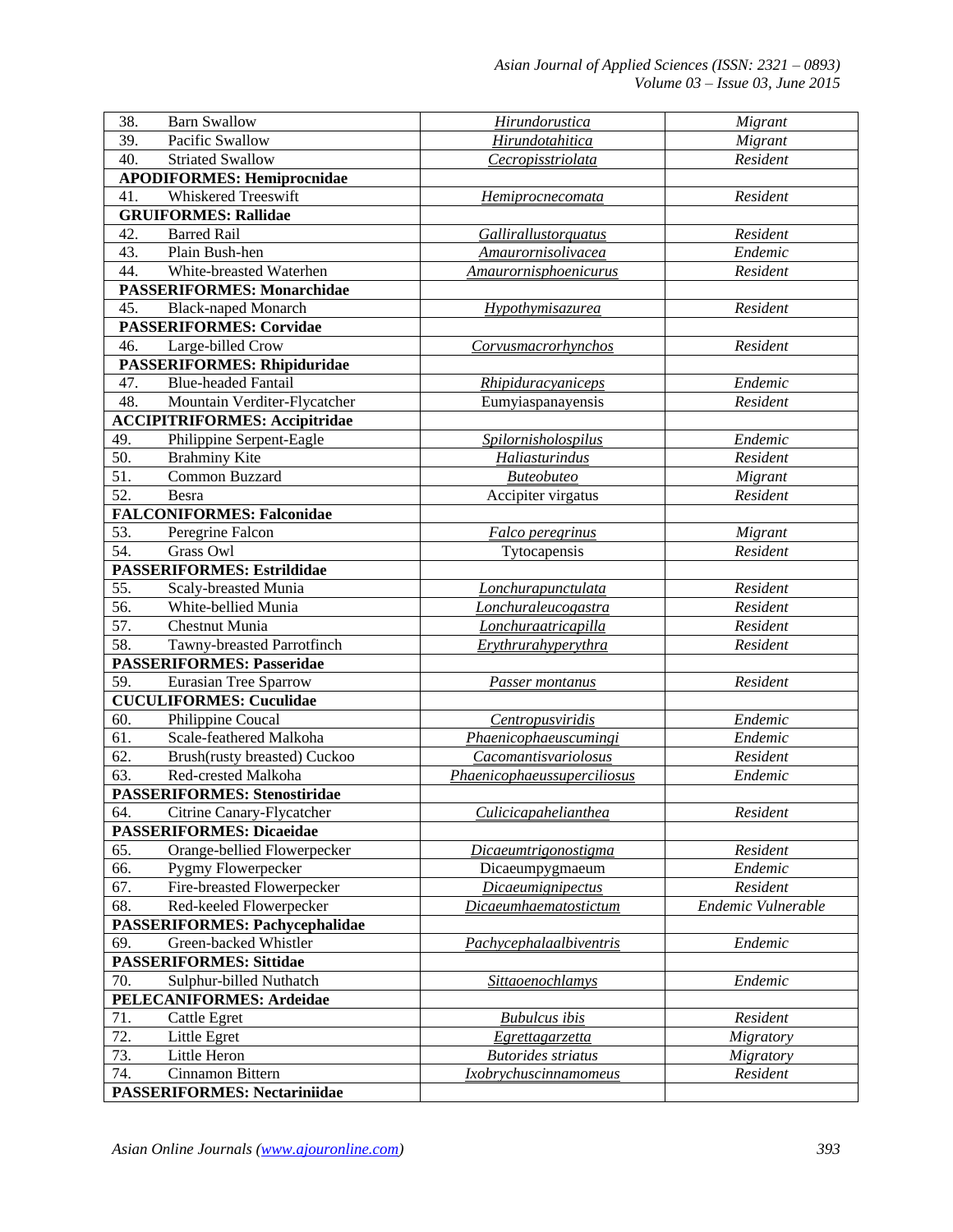| | | |
|---|---|---|
| 38. Barn Swallow | *Hirundorustica* | *Migrant* |
| 39. Pacific Swallow | *Hirundotahitica* | *Migrant* |
| 40. Striated Swallow | *Cecropisstriolata* | *Resident* |
| **APODIFORMES: Hemiprocnidae** | | |
| 41. Whiskered Treeswift | *Hemiprocnecomata* | *Resident* |
| **GRUIFORMES: Rallidae** | | |
| 42. Barred Rail | *Gallirallustorquatus* | *Resident* |
| 43. Plain Bush-hen | *Amaurornisolivacea* | *Endemic* |
| 44. White-breasted Waterhen | *Amaurornisphoenicurus* | *Resident* |
| **PASSERIFORMES: Monarchidae** | | |
| 45. Black-naped Monarch | *Hypothymisazurea* | *Resident* |
| **PASSERIFORMES: Corvidae** | | |
| 46. Large-billed Crow | *Corvusmacrorhynchos* | *Resident* |
| **PASSERIFORMES: Rhipiduridae** | | |
| 47. Blue-headed Fantail | *Rhipiduracyaniceps* | *Endemic* |
| 48. Mountain Verditer-Flycatcher | Eumyiaspanayensis | *Resident* |
| **ACCIPITRIFORMES: Accipitridae** | | |
| 49. Philippine Serpent-Eagle | *Spilornisholospilus* | *Endemic* |
| 50. Brahminy Kite | *Haliasturindus* | *Resident* |
| 51. Common Buzzard | *Buteobuteo* | *Migrant* |
| 52. Besra | Accipiter virgatus | *Resident* |
| **FALCONIFORMES: Falconidae** | | |
| 53. Peregrine Falcon | *Falco peregrinus* | *Migrant* |
| 54. Grass Owl | Tytocapensis | *Resident* |
| **PASSERIFORMES: Estrildidae** | | |
| 55. Scaly-breasted Munia | *Lonchurapunctulata* | *Resident* |
| 56. White-bellied Munia | *Lonchuraleucogastra* | *Resident* |
| 57. Chestnut Munia | *Lonchuraatricapilla* | *Resident* |
| 58. Tawny-breasted Parrotfinch | *Erythrurahyperythra* | *Resident* |
| **PASSERIFORMES: Passeridae** | | |
| 59. Eurasian Tree Sparrow | *Passer montanus* | *Resident* |
| **CUCULIFORMES: Cuculidae** | | |
| 60. Philippine Coucal | *Centropusviridis* | *Endemic* |
| 61. Scale-feathered Malkoha | *Phaenicophaeuscumingi* | *Endemic* |
| 62. Brush(rusty breasted) Cuckoo | *Cacomantisvariolosus* | *Resident* |
| 63. Red-crested Malkoha | *Phaenicophaeussuperciliosus* | *Endemic* |
| **PASSERIFORMES: Stenostiridae** | | |
| 64. Citrine Canary-Flycatcher | *Culicicapahelianthea* | *Resident* |
| **PASSERIFORMES: Dicaeidae** | | |
| 65. Orange-bellied Flowerpecker | *Dicaeumtrigonostigma* | *Resident* |
| 66. Pygmy Flowerpecker | Dicaeumpygmaeum | *Endemic* |
| 67. Fire-breasted Flowerpecker | *Dicaeumignipectus* | *Resident* |
| 68. Red-keeled Flowerpecker | *Dicaeumhaematostictum* | *Endemic Vulnerable* |
| **PASSERIFORMES: Pachycephalidae** | | |
| 69. Green-backed Whistler | *Pachycephalaalbiventris* | *Endemic* |
| **PASSERIFORMES: Sittidae** | | |
| 70. Sulphur-billed Nuthatch | *Sittaoenochlamys* | *Endemic* |
| **PELECANIFORMES: Ardeidae** | | |
| 71. Cattle Egret | *Bubulcus ibis* | *Resident* |
| 72. Little Egret | *Egrettagarzetta* | *Migratory* |
| 73. Little Heron | *Butorides striatus* | *Migratory* |
| 74. Cinnamon Bittern | *Ixobrychuscinnamomeus* | *Resident* |
| **PASSERIFORMES: Nectariniidae** | | |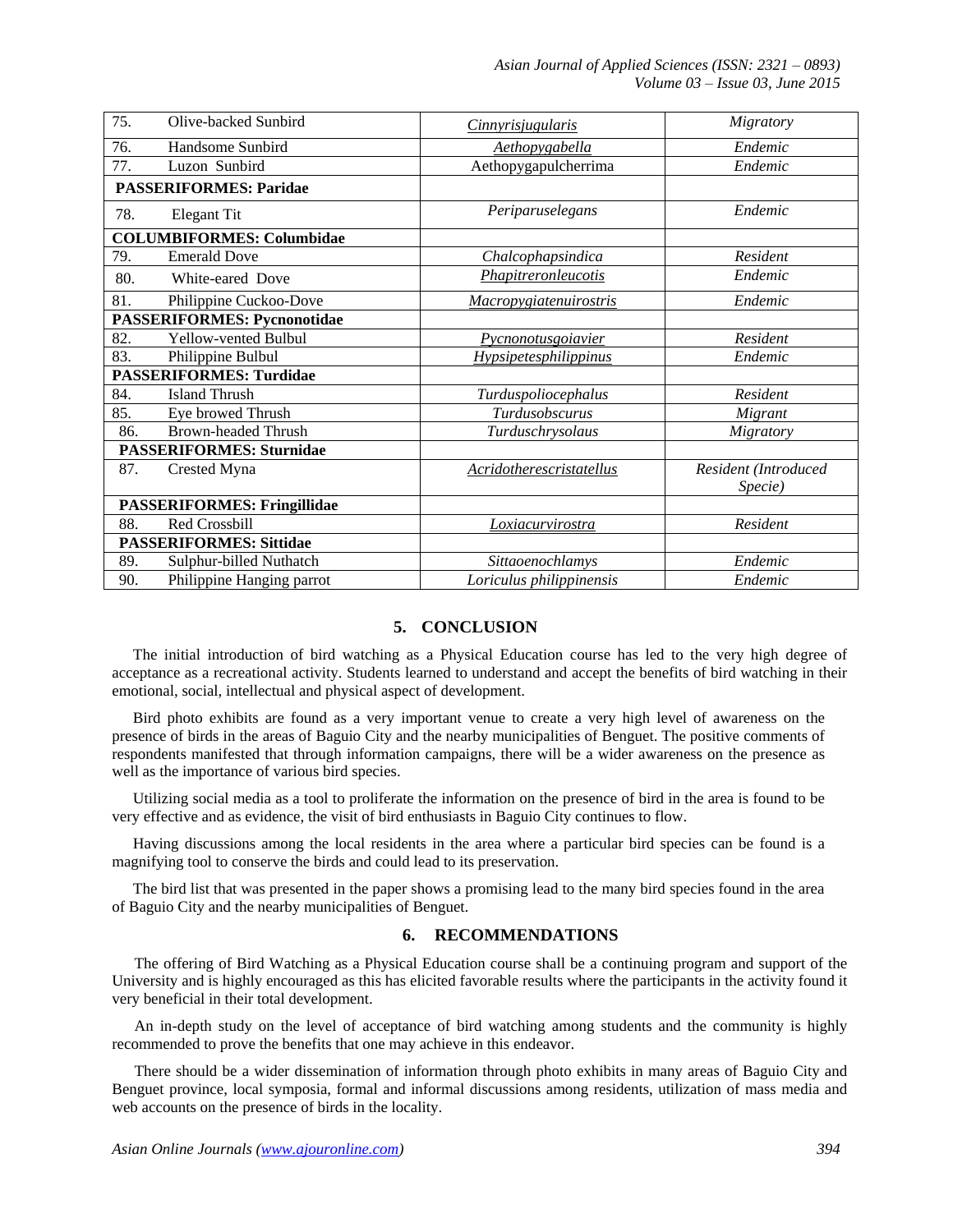| | | |
|---|---|---|
| 75. Olive-backed Sunbird | *Cinnyrisjugularis* | *Migratory* |
| 76. Handsome Sunbird | *Aethopygabella* | *Endemic* |
| 77. Luzon Sunbird | Aethopygapulcherrima | *Endemic* |
| **PASSERIFORMES: Paridae** | | |
| 78. Elegant Tit | *Periparuselegans* | *Endemic* |
| **COLUMBIFORMES: Columbidae** | | |
| 79. Emerald Dove | *Chalcophapsindica* | *Resident* |
| 80. White-eared Dove | *Phapitreronleucotis* | *Endemic* |
| 81. Philippine Cuckoo-Dove | *Macropygiatenuirostris* | *Endemic* |
| **PASSERIFORMES: Pycnonotidae** | | |
| 82. Yellow-vented Bulbul | *Pycnonotusgoiavier* | *Resident* |
| 83. Philippine Bulbul | *Hypsipetesphilippinus* | *Endemic* |
| **PASSERIFORMES: Turdidae** | | |
| 84. Island Thrush | *Turduspoliocephalus* | *Resident* |
| 85. Eye browed Thrush | *Turdusobscurus* | *Migrant* |
| 86. Brown-headed Thrush | *Turduschrysolaus* | *Migratory* |
| **PASSERIFORMES: Sturnidae** | | |
| 87. Crested Myna | *Acridotherescristatellus* | *Resident (Introduced Specie)* |
| **PASSERIFORMES: Fringillidae** | | |
| 88. Red Crossbill | *Loxiacurvirostra* | *Resident* |
| **PASSERIFORMES: Sittidae** | | |
| 89. Sulphur-billed Nuthatch | *Sittaoenochlamys* | *Endemic* |
| 90. Philippine Hanging parrot | *Loriculus philippinensis* | *Endemic* |

## 5. CONCLUSION

The initial introduction of bird watching as a Physical Education course has led to the very high degree of acceptance as a recreational activity. Students learned to understand and accept the benefits of bird watching in their emotional, social, intellectual and physical aspect of development.

Bird photo exhibits are found as a very important venue to create a very high level of awareness on the presence of birds in the areas of Baguio City and the nearby municipalities of Benguet. The positive comments of respondents manifested that through information campaigns, there will be a wider awareness on the presence as well as the importance of various bird species.

Utilizing social media as a tool to proliferate the information on the presence of bird in the area is found to be very effective and as evidence, the visit of bird enthusiasts in Baguio City continues to flow.

Having discussions among the local residents in the area where a particular bird species can be found is a magnifying tool to conserve the birds and could lead to its preservation.

The bird list that was presented in the paper shows a promising lead to the many bird species found in the area of Baguio City and the nearby municipalities of Benguet.

## 6. RECOMMENDATIONS

The offering of Bird Watching as a Physical Education course shall be a continuing program and support of the University and is highly encouraged as this has elicited favorable results where the participants in the activity found it very beneficial in their total development.

An in-depth study on the level of acceptance of bird watching among students and the community is highly recommended to prove the benefits that one may achieve in this endeavor.

There should be a wider dissemination of information through photo exhibits in many areas of Baguio City and Benguet province, local symposia, formal and informal discussions among residents, utilization of mass media and web accounts on the presence of birds in the locality.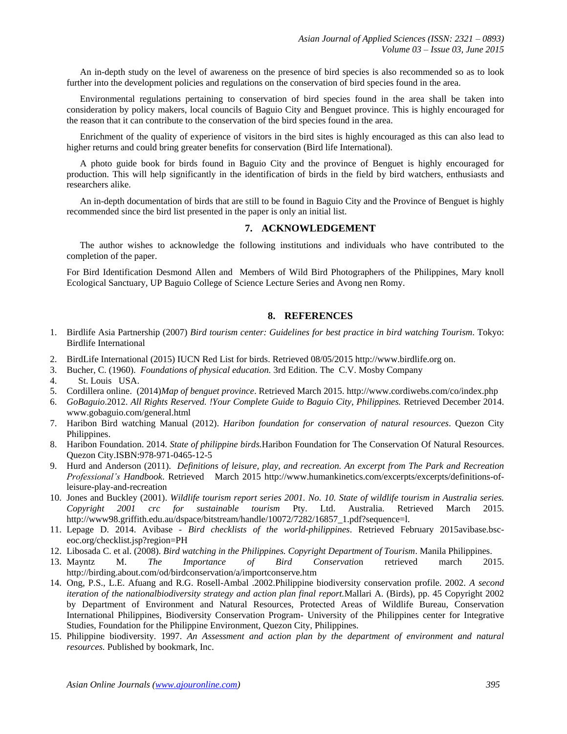An in-depth study on the level of awareness on the presence of bird species is also recommended so as to look further into the development policies and regulations on the conservation of bird species found in the area.

Environmental regulations pertaining to conservation of bird species found in the area shall be taken into consideration by policy makers, local councils of Baguio City and Benguet province. This is highly encouraged for the reason that it can contribute to the conservation of the bird species found in the area.

Enrichment of the quality of experience of visitors in the bird sites is highly encouraged as this can also lead to higher returns and could bring greater benefits for conservation (Bird life International).

A photo guide book for birds found in Baguio City and the province of Benguet is highly encouraged for production. This will help significantly in the identification of birds in the field by bird watchers, enthusiasts and researchers alike.

An in-depth documentation of birds that are still to be found in Baguio City and the Province of Benguet is highly recommended since the bird list presented in the paper is only an initial list.

## 7. ACKNOWLEDGEMENT

The author wishes to acknowledge the following institutions and individuals who have contributed to the completion of the paper.

For Bird Identification Desmond Allen and Members of Wild Bird Photographers of the Philippines, Mary knoll Ecological Sanctuary, UP Baguio College of Science Lecture Series and Avong nen Romy.

## 8. REFERENCES

1. Birdlife Asia Partnership (2007) *Bird tourism center: Guidelines for best practice in bird watching Tourism*. Tokyo: Birdlife International
2. BirdLife International (2015) IUCN Red List for birds. Retrieved 08/05/2015 http://www.birdlife.org on.
3. Bucher, C. (1960). *Foundations of physical education.* 3rd Edition. The C.V. Mosby Company
4. St. Louis USA.
5. Cordillera online. (2014)*Map of benguet province*. Retrieved March 2015. http://www.cordiwebs.com/co/index.php
6. *GoBaguio*.2012. *All Rights Reserved. !Your Complete Guide to Baguio City, Philippines.* Retrieved December 2014. www.gobaguio.com/general.html
7. Haribon Bird watching Manual (2012). *Haribon foundation for conservation of natural resources*. Quezon City Philippines.
8. Haribon Foundation. 2014. *State of philippine birds.*Haribon Foundation for The Conservation Of Natural Resources. Quezon City.ISBN:978-971-0465-12-5
9. Hurd and Anderson (2011). *Definitions of leisure, play, and recreation. An excerpt from The Park and Recreation Professional's Handbook*. Retrieved March 2015 http://www.humankinetics.com/excerpts/excerpts/definitions-of-leisure-play-and-recreation
10. Jones and Buckley (2001). *Wildlife tourism report series 2001. No. 10. State of wildlife tourism in Australia series. Copyright 2001 crc for sustainable tourism* Pty. Ltd. Australia. Retrieved March 2015. http://www98.griffith.edu.au/dspace/bitstream/handle/10072/7282/16857_1.pdf?sequence=l.
11. Lepage D. 2014. Avibase - *Bird checklists of the world-philippines*. Retrieved February 2015avibase.bsc-eoc.org/checklist.jsp?region=PH
12. Libosada C. et al. (2008). *Bird watching in the Philippines. Copyright Department of Tourism*. Manila Philippines.
13. Mayntz M. *The Importance of Bird Conservatio*n retrieved march 2015. http://birding.about.com/od/birdconservation/a/importconserve.htm
14. Ong, P.S., L.E. Afuang and R.G. Rosell-Ambal .2002.Philippine biodiversity conservation profile. 2002. *A second iteration of the nationalbiodiversity strategy and action plan final report.*Mallari A. (Birds), pp. 45 Copyright 2002 by Department of Environment and Natural Resources, Protected Areas of Wildlife Bureau, Conservation International Philippines, Biodiversity Conservation Program- University of the Philippines center for Integrative Studies, Foundation for the Philippine Environment, Quezon City, Philippines.
15. Philippine biodiversity. 1997. *An Assessment and action plan by the department of environment and natural resources.* Published by bookmark, Inc.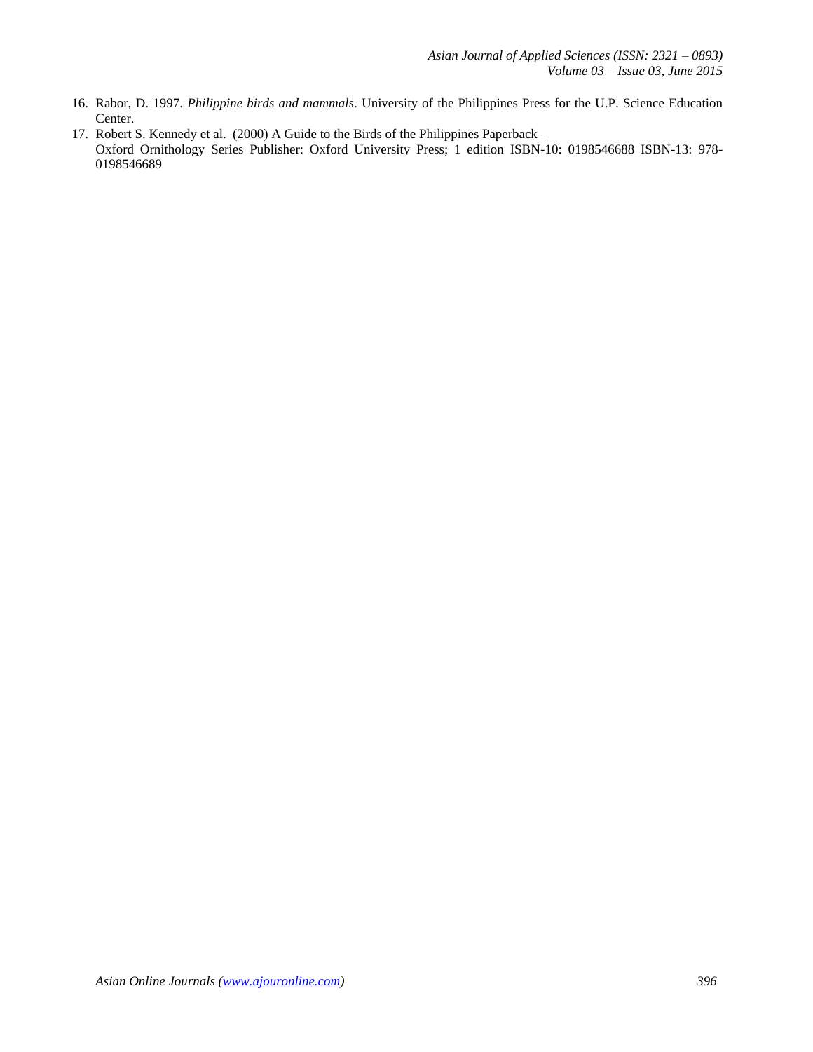16. Rabor, D. 1997. *Philippine birds and mammals*. University of the Philippines Press for the U.P. Science Education Center.
17. Robert S. Kennedy et al. (2000) A Guide to the Birds of the Philippines Paperback – Oxford Ornithology Series Publisher: Oxford University Press; 1 edition ISBN-10: 0198546688 ISBN-13: 978-0198546689